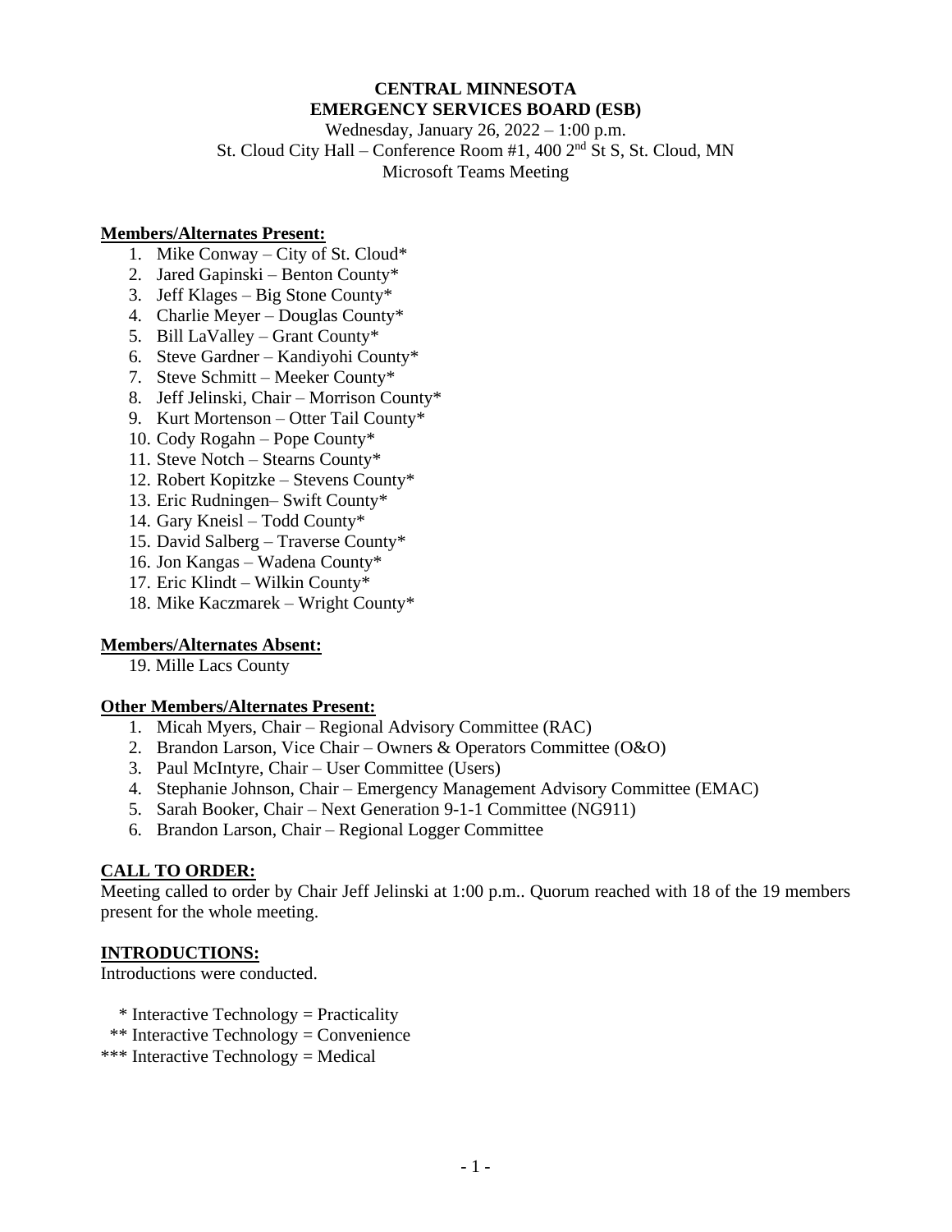**CENTRAL MINNESOTA**
**EMERGENCY SERVICES BOARD (ESB)**

Wednesday, January 26, 2022 – 1:00 p.m.
St. Cloud City Hall – Conference Room #1, 400 2nd St S, St. Cloud, MN
Microsoft Teams Meeting

**Members/Alternates Present:**

1. Mike Conway – City of St. Cloud*
2. Jared Gapinski – Benton County*
3. Jeff Klages – Big Stone County*
4. Charlie Meyer – Douglas County*
5. Bill LaValley – Grant County*
6. Steve Gardner – Kandiyohi County*
7. Steve Schmitt – Meeker County*
8. Jeff Jelinski, Chair – Morrison County*
9. Kurt Mortenson – Otter Tail County*
10. Cody Rogahn – Pope County*
11. Steve Notch – Stearns County*
12. Robert Kopitzke – Stevens County*
13. Eric Rudningen– Swift County*
14. Gary Kneisl – Todd County*
15. David Salberg – Traverse County*
16. Jon Kangas – Wadena County*
17. Eric Klindt – Wilkin County*
18. Mike Kaczmarek – Wright County*

**Members/Alternates Absent:**

19. Mille Lacs County

**Other Members/Alternates Present:**

1. Micah Myers, Chair – Regional Advisory Committee (RAC)
2. Brandon Larson, Vice Chair – Owners & Operators Committee (O&O)
3. Paul McIntyre, Chair – User Committee (Users)
4. Stephanie Johnson, Chair – Emergency Management Advisory Committee (EMAC)
5. Sarah Booker, Chair – Next Generation 9-1-1 Committee (NG911)
6. Brandon Larson, Chair – Regional Logger Committee

**CALL TO ORDER:**

Meeting called to order by Chair Jeff Jelinski at 1:00 p.m.. Quorum reached with 18 of the 19 members present for the whole meeting.

**INTRODUCTIONS:**

Introductions were conducted.

\* Interactive Technology = Practicality
\** Interactive Technology = Convenience
\*** Interactive Technology = Medical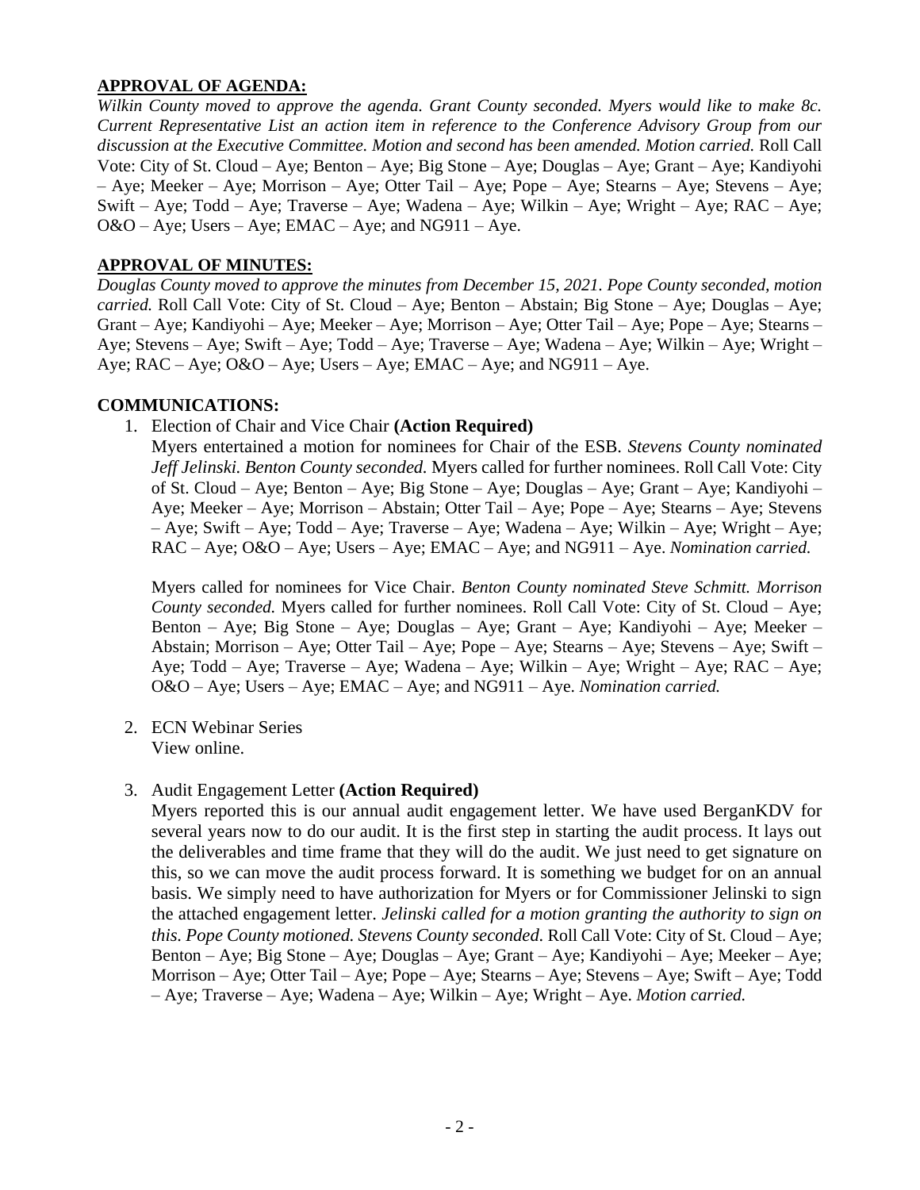**APPROVAL OF AGENDA:**

*Wilkin County moved to approve the agenda. Grant County seconded. Myers would like to make 8c. Current Representative List an action item in reference to the Conference Advisory Group from our discussion at the Executive Committee. Motion and second has been amended. Motion carried.* Roll Call Vote: City of St. Cloud – Aye; Benton – Aye; Big Stone – Aye; Douglas – Aye; Grant – Aye; Kandiyohi – Aye; Meeker – Aye; Morrison – Aye; Otter Tail – Aye; Pope – Aye; Stearns – Aye; Stevens – Aye; Swift – Aye; Todd – Aye; Traverse – Aye; Wadena – Aye; Wilkin – Aye; Wright – Aye; RAC – Aye; O&O – Aye; Users – Aye; EMAC – Aye; and NG911 – Aye.

**APPROVAL OF MINUTES:**

*Douglas County moved to approve the minutes from December 15, 2021. Pope County seconded, motion carried.* Roll Call Vote: City of St. Cloud – Aye; Benton – Abstain; Big Stone – Aye; Douglas – Aye; Grant – Aye; Kandiyohi – Aye; Meeker – Aye; Morrison – Aye; Otter Tail – Aye; Pope – Aye; Stearns – Aye; Stevens – Aye; Swift – Aye; Todd – Aye; Traverse – Aye; Wadena – Aye; Wilkin – Aye; Wright – Aye; RAC – Aye; O&O – Aye; Users – Aye; EMAC – Aye; and NG911 – Aye.

**COMMUNICATIONS:**

1. Election of Chair and Vice Chair **(Action Required)**

   Myers entertained a motion for nominees for Chair of the ESB. *Stevens County nominated Jeff Jelinski. Benton County seconded.* Myers called for further nominees. Roll Call Vote: City of St. Cloud – Aye; Benton – Aye; Big Stone – Aye; Douglas – Aye; Grant – Aye; Kandiyohi – Aye; Meeker – Aye; Morrison – Abstain; Otter Tail – Aye; Pope – Aye; Stearns – Aye; Stevens – Aye; Swift – Aye; Todd – Aye; Traverse – Aye; Wadena – Aye; Wilkin – Aye; Wright – Aye; RAC – Aye; O&O – Aye; Users – Aye; EMAC – Aye; and NG911 – Aye. *Nomination carried.*

   Myers called for nominees for Vice Chair. *Benton County nominated Steve Schmitt. Morrison County seconded.* Myers called for further nominees. Roll Call Vote: City of St. Cloud – Aye; Benton – Aye; Big Stone – Aye; Douglas – Aye; Grant – Aye; Kandiyohi – Aye; Meeker – Abstain; Morrison – Aye; Otter Tail – Aye; Pope – Aye; Stearns – Aye; Stevens – Aye; Swift – Aye; Todd – Aye; Traverse – Aye; Wadena – Aye; Wilkin – Aye; Wright – Aye; RAC – Aye; O&O – Aye; Users – Aye; EMAC – Aye; and NG911 – Aye. *Nomination carried.*

2. ECN Webinar Series

   View online.

3. Audit Engagement Letter **(Action Required)**

   Myers reported this is our annual audit engagement letter. We have used BerganKDV for several years now to do our audit. It is the first step in starting the audit process. It lays out the deliverables and time frame that they will do the audit. We just need to get signature on this, so we can move the audit process forward. It is something we budget for on an annual basis. We simply need to have authorization for Myers or for Commissioner Jelinski to sign the attached engagement letter. *Jelinski called for a motion granting the authority to sign on this. Pope County motioned. Stevens County seconded.* Roll Call Vote: City of St. Cloud – Aye; Benton – Aye; Big Stone – Aye; Douglas – Aye; Grant – Aye; Kandiyohi – Aye; Meeker – Aye; Morrison – Aye; Otter Tail – Aye; Pope – Aye; Stearns – Aye; Stevens – Aye; Swift – Aye; Todd – Aye; Traverse – Aye; Wadena – Aye; Wilkin – Aye; Wright – Aye. *Motion carried.*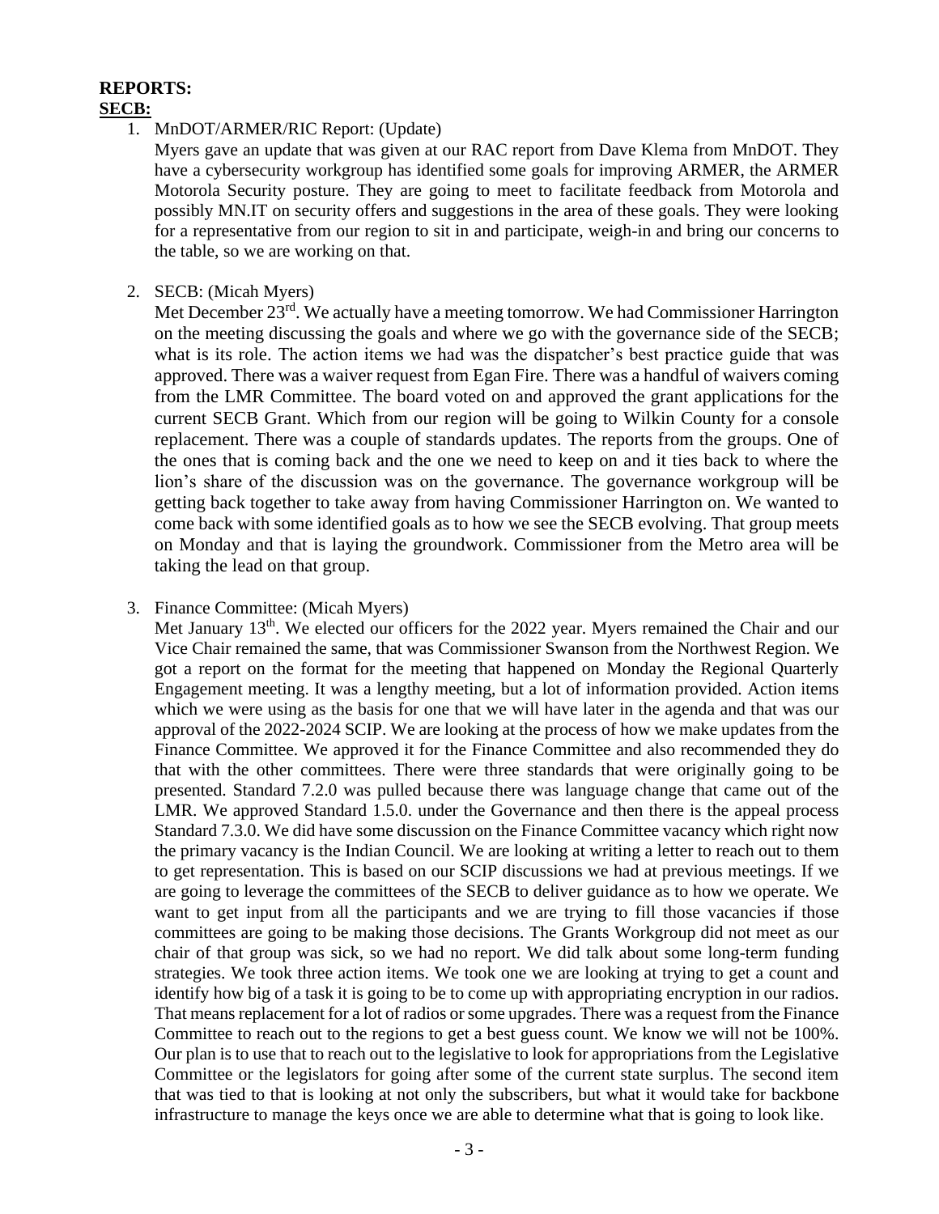**REPORTS:**

**SECB:**

1. MnDOT/ARMER/RIC Report: (Update)

   Myers gave an update that was given at our RAC report from Dave Klema from MnDOT. They have a cybersecurity workgroup has identified some goals for improving ARMER, the ARMER Motorola Security posture. They are going to meet to facilitate feedback from Motorola and possibly MN.IT on security offers and suggestions in the area of these goals. They were looking for a representative from our region to sit in and participate, weigh-in and bring our concerns to the table, so we are working on that.

2. SECB: (Micah Myers)

   Met December 23rd. We actually have a meeting tomorrow. We had Commissioner Harrington on the meeting discussing the goals and where we go with the governance side of the SECB; what is its role. The action items we had was the dispatcher's best practice guide that was approved. There was a waiver request from Egan Fire. There was a handful of waivers coming from the LMR Committee. The board voted on and approved the grant applications for the current SECB Grant. Which from our region will be going to Wilkin County for a console replacement. There was a couple of standards updates. The reports from the groups. One of the ones that is coming back and the one we need to keep on and it ties back to where the lion's share of the discussion was on the governance. The governance workgroup will be getting back together to take away from having Commissioner Harrington on. We wanted to come back with some identified goals as to how we see the SECB evolving. That group meets on Monday and that is laying the groundwork. Commissioner from the Metro area will be taking the lead on that group.

3. Finance Committee: (Micah Myers)

   Met January 13th. We elected our officers for the 2022 year. Myers remained the Chair and our Vice Chair remained the same, that was Commissioner Swanson from the Northwest Region. We got a report on the format for the meeting that happened on Monday the Regional Quarterly Engagement meeting. It was a lengthy meeting, but a lot of information provided. Action items which we were using as the basis for one that we will have later in the agenda and that was our approval of the 2022-2024 SCIP. We are looking at the process of how we make updates from the Finance Committee. We approved it for the Finance Committee and also recommended they do that with the other committees. There were three standards that were originally going to be presented. Standard 7.2.0 was pulled because there was language change that came out of the LMR. We approved Standard 1.5.0. under the Governance and then there is the appeal process Standard 7.3.0. We did have some discussion on the Finance Committee vacancy which right now the primary vacancy is the Indian Council. We are looking at writing a letter to reach out to them to get representation. This is based on our SCIP discussions we had at previous meetings. If we are going to leverage the committees of the SECB to deliver guidance as to how we operate. We want to get input from all the participants and we are trying to fill those vacancies if those committees are going to be making those decisions. The Grants Workgroup did not meet as our chair of that group was sick, so we had no report. We did talk about some long-term funding strategies. We took three action items. We took one we are looking at trying to get a count and identify how big of a task it is going to be to come up with appropriating encryption in our radios. That means replacement for a lot of radios or some upgrades. There was a request from the Finance Committee to reach out to the regions to get a best guess count. We know we will not be 100%. Our plan is to use that to reach out to the legislative to look for appropriations from the Legislative Committee or the legislators for going after some of the current state surplus. The second item that was tied to that is looking at not only the subscribers, but what it would take for backbone infrastructure to manage the keys once we are able to determine what that is going to look like.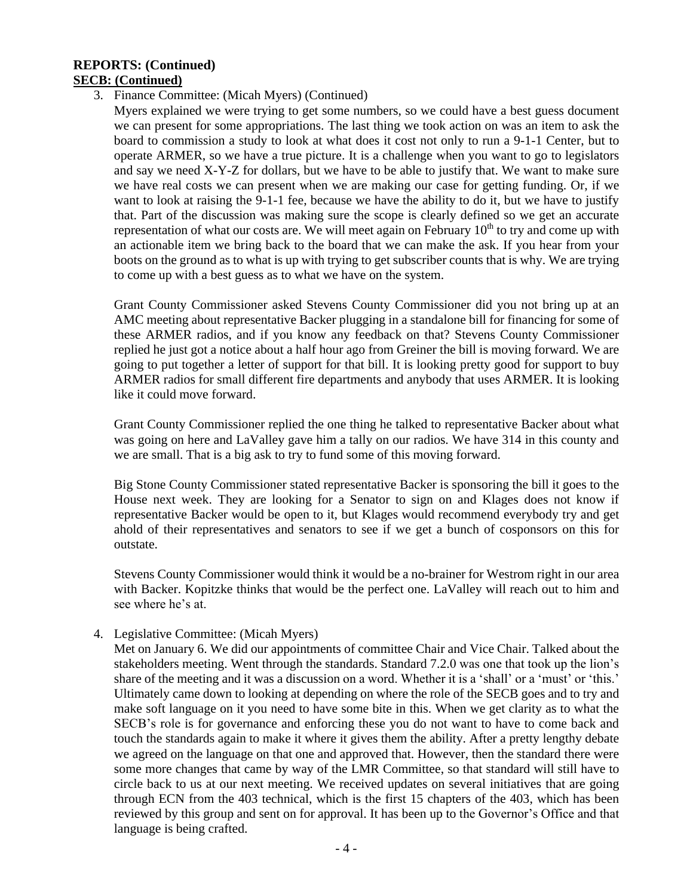**REPORTS: (Continued)**
**SECB: (Continued)**

3. Finance Committee: (Micah Myers) (Continued)

   Myers explained we were trying to get some numbers, so we could have a best guess document we can present for some appropriations. The last thing we took action on was an item to ask the board to commission a study to look at what does it cost not only to run a 9-1-1 Center, but to operate ARMER, so we have a true picture. It is a challenge when you want to go to legislators and say we need X-Y-Z for dollars, but we have to be able to justify that. We want to make sure we have real costs we can present when we are making our case for getting funding. Or, if we want to look at raising the 9-1-1 fee, because we have the ability to do it, but we have to justify that. Part of the discussion was making sure the scope is clearly defined so we get an accurate representation of what our costs are. We will meet again on February 10th to try and come up with an actionable item we bring back to the board that we can make the ask. If you hear from your boots on the ground as to what is up with trying to get subscriber counts that is why. We are trying to come up with a best guess as to what we have on the system.

   Grant County Commissioner asked Stevens County Commissioner did you not bring up at an AMC meeting about representative Backer plugging in a standalone bill for financing for some of these ARMER radios, and if you know any feedback on that? Stevens County Commissioner replied he just got a notice about a half hour ago from Greiner the bill is moving forward. We are going to put together a letter of support for that bill. It is looking pretty good for support to buy ARMER radios for small different fire departments and anybody that uses ARMER. It is looking like it could move forward.

   Grant County Commissioner replied the one thing he talked to representative Backer about what was going on here and LaValley gave him a tally on our radios. We have 314 in this county and we are small. That is a big ask to try to fund some of this moving forward.

   Big Stone County Commissioner stated representative Backer is sponsoring the bill it goes to the House next week. They are looking for a Senator to sign on and Klages does not know if representative Backer would be open to it, but Klages would recommend everybody try and get ahold of their representatives and senators to see if we get a bunch of cosponsors on this for outstate.

   Stevens County Commissioner would think it would be a no-brainer for Westrom right in our area with Backer. Kopitzke thinks that would be the perfect one. LaValley will reach out to him and see where he's at.

4. Legislative Committee: (Micah Myers)

   Met on January 6. We did our appointments of committee Chair and Vice Chair. Talked about the stakeholders meeting. Went through the standards. Standard 7.2.0 was one that took up the lion's share of the meeting and it was a discussion on a word. Whether it is a 'shall' or a 'must' or 'this.' Ultimately came down to looking at depending on where the role of the SECB goes and to try and make soft language on it you need to have some bite in this. When we get clarity as to what the SECB's role is for governance and enforcing these you do not want to have to come back and touch the standards again to make it where it gives them the ability. After a pretty lengthy debate we agreed on the language on that one and approved that. However, then the standard there were some more changes that came by way of the LMR Committee, so that standard will still have to circle back to us at our next meeting. We received updates on several initiatives that are going through ECN from the 403 technical, which is the first 15 chapters of the 403, which has been reviewed by this group and sent on for approval. It has been up to the Governor's Office and that language is being crafted.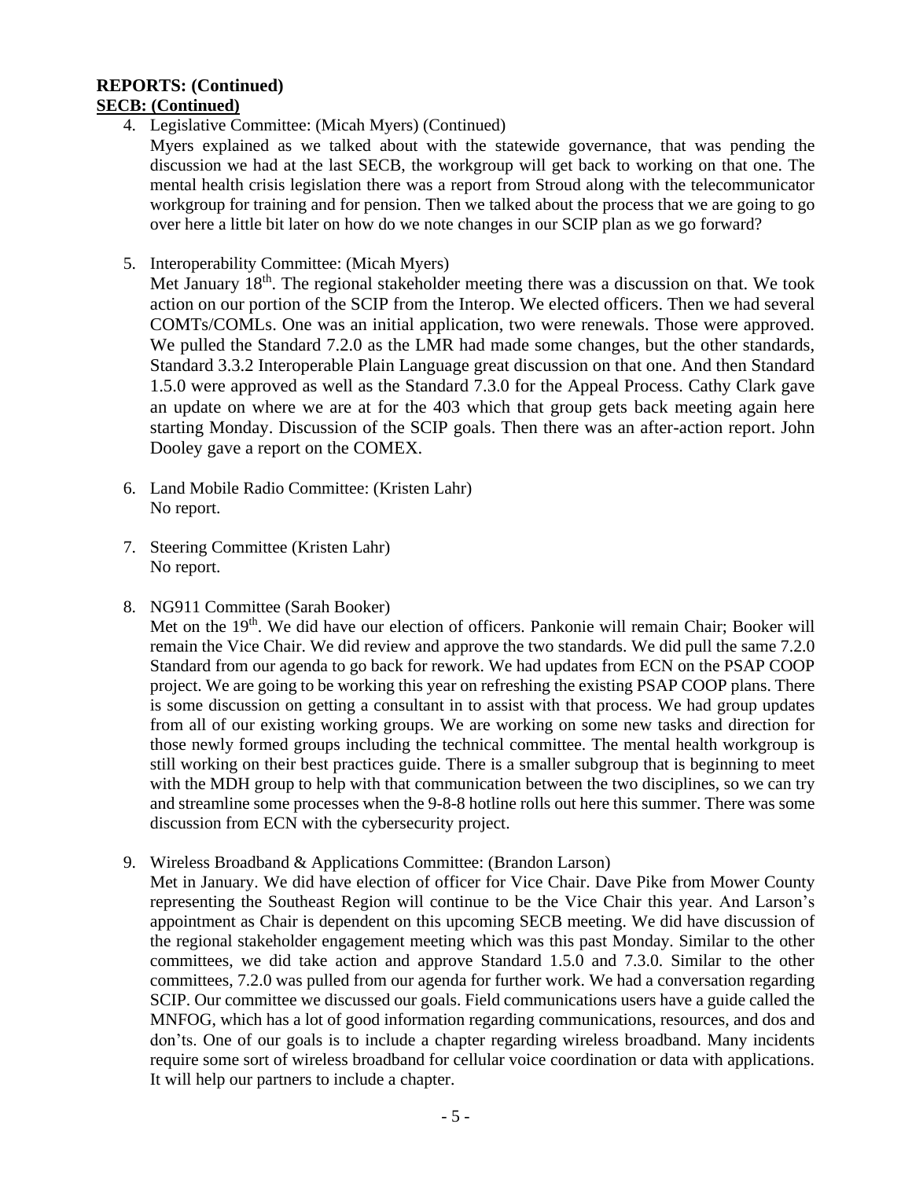**REPORTS: (Continued)**
**SECB: (Continued)**

4. Legislative Committee: (Micah Myers) (Continued)
   Myers explained as we talked about with the statewide governance, that was pending the discussion we had at the last SECB, the workgroup will get back to working on that one. The mental health crisis legislation there was a report from Stroud along with the telecommunicator workgroup for training and for pension. Then we talked about the process that we are going to go over here a little bit later on how do we note changes in our SCIP plan as we go forward?

5. Interoperability Committee: (Micah Myers)
   Met January 18th. The regional stakeholder meeting there was a discussion on that. We took action on our portion of the SCIP from the Interop. We elected officers. Then we had several COMTs/COMLs. One was an initial application, two were renewals. Those were approved. We pulled the Standard 7.2.0 as the LMR had made some changes, but the other standards, Standard 3.3.2 Interoperable Plain Language great discussion on that one. And then Standard 1.5.0 were approved as well as the Standard 7.3.0 for the Appeal Process. Cathy Clark gave an update on where we are at for the 403 which that group gets back meeting again here starting Monday. Discussion of the SCIP goals. Then there was an after-action report. John Dooley gave a report on the COMEX.

6. Land Mobile Radio Committee: (Kristen Lahr)
   No report.

7. Steering Committee (Kristen Lahr)
   No report.

8. NG911 Committee (Sarah Booker)
   Met on the 19th. We did have our election of officers. Pankonie will remain Chair; Booker will remain the Vice Chair. We did review and approve the two standards. We did pull the same 7.2.0 Standard from our agenda to go back for rework. We had updates from ECN on the PSAP COOP project. We are going to be working this year on refreshing the existing PSAP COOP plans. There is some discussion on getting a consultant in to assist with that process. We had group updates from all of our existing working groups. We are working on some new tasks and direction for those newly formed groups including the technical committee. The mental health workgroup is still working on their best practices guide. There is a smaller subgroup that is beginning to meet with the MDH group to help with that communication between the two disciplines, so we can try and streamline some processes when the 9-8-8 hotline rolls out here this summer. There was some discussion from ECN with the cybersecurity project.

9. Wireless Broadband & Applications Committee: (Brandon Larson)
   Met in January. We did have election of officer for Vice Chair. Dave Pike from Mower County representing the Southeast Region will continue to be the Vice Chair this year. And Larson's appointment as Chair is dependent on this upcoming SECB meeting. We did have discussion of the regional stakeholder engagement meeting which was this past Monday. Similar to the other committees, we did take action and approve Standard 1.5.0 and 7.3.0. Similar to the other committees, 7.2.0 was pulled from our agenda for further work. We had a conversation regarding SCIP. Our committee we discussed our goals. Field communications users have a guide called the MNFOG, which has a lot of good information regarding communications, resources, and dos and don'ts. One of our goals is to include a chapter regarding wireless broadband. Many incidents require some sort of wireless broadband for cellular voice coordination or data with applications. It will help our partners to include a chapter.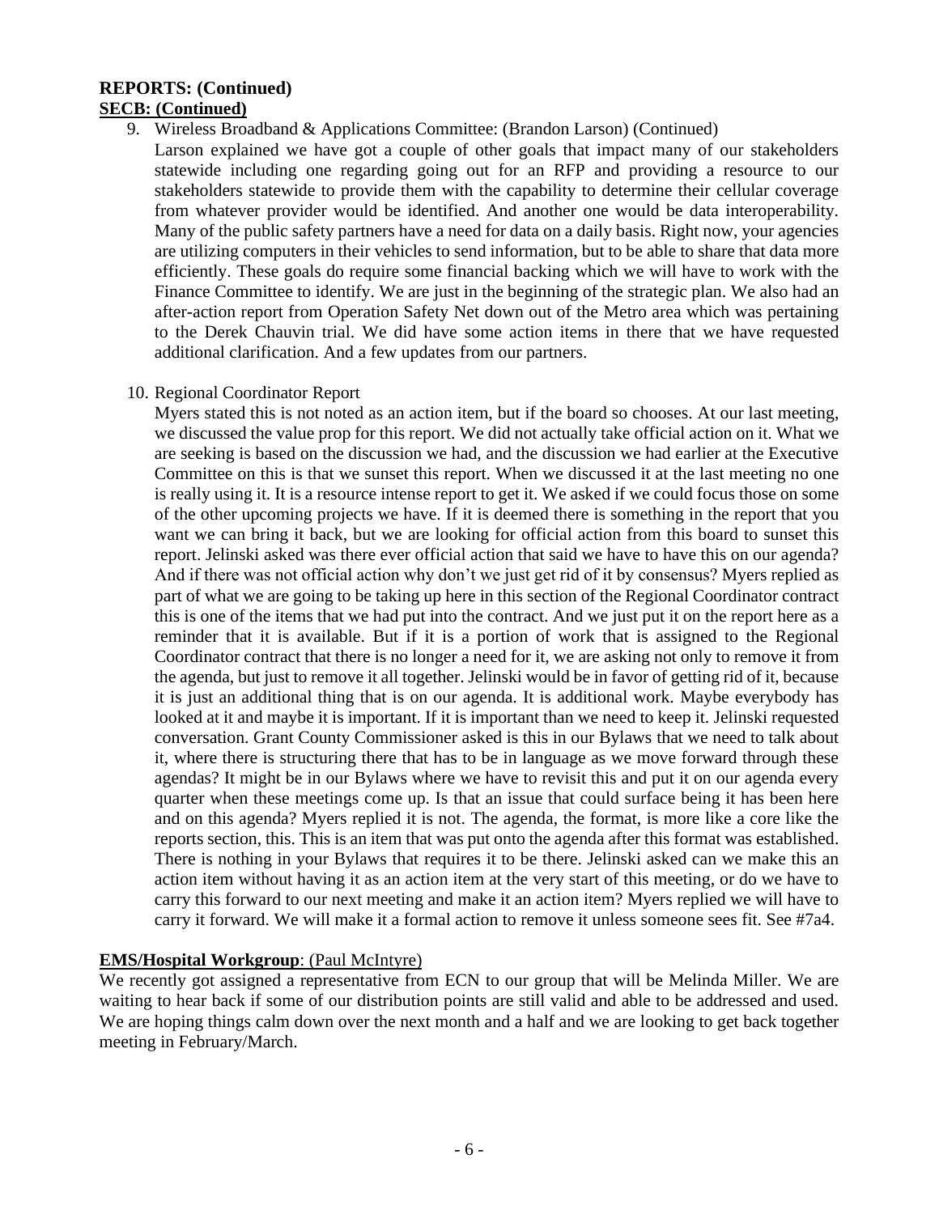**REPORTS: (Continued)**
**SECB: (Continued)**

9. Wireless Broadband & Applications Committee: (Brandon Larson) (Continued)
   Larson explained we have got a couple of other goals that impact many of our stakeholders statewide including one regarding going out for an RFP and providing a resource to our stakeholders statewide to provide them with the capability to determine their cellular coverage from whatever provider would be identified. And another one would be data interoperability. Many of the public safety partners have a need for data on a daily basis. Right now, your agencies are utilizing computers in their vehicles to send information, but to be able to share that data more efficiently. These goals do require some financial backing which we will have to work with the Finance Committee to identify. We are just in the beginning of the strategic plan. We also had an after-action report from Operation Safety Net down out of the Metro area which was pertaining to the Derek Chauvin trial. We did have some action items in there that we have requested additional clarification. And a few updates from our partners.

10. Regional Coordinator Report
    Myers stated this is not noted as an action item, but if the board so chooses. At our last meeting, we discussed the value prop for this report. We did not actually take official action on it. What we are seeking is based on the discussion we had, and the discussion we had earlier at the Executive Committee on this is that we sunset this report. When we discussed it at the last meeting no one is really using it. It is a resource intense report to get it. We asked if we could focus those on some of the other upcoming projects we have. If it is deemed there is something in the report that you want we can bring it back, but we are looking for official action from this board to sunset this report. Jelinski asked was there ever official action that said we have to have this on our agenda? And if there was not official action why don't we just get rid of it by consensus? Myers replied as part of what we are going to be taking up here in this section of the Regional Coordinator contract this is one of the items that we had put into the contract. And we just put it on the report here as a reminder that it is available. But if it is a portion of work that is assigned to the Regional Coordinator contract that there is no longer a need for it, we are asking not only to remove it from the agenda, but just to remove it all together. Jelinski would be in favor of getting rid of it, because it is just an additional thing that is on our agenda. It is additional work. Maybe everybody has looked at it and maybe it is important. If it is important than we need to keep it. Jelinski requested conversation. Grant County Commissioner asked is this in our Bylaws that we need to talk about it, where there is structuring there that has to be in language as we move forward through these agendas? It might be in our Bylaws where we have to revisit this and put it on our agenda every quarter when these meetings come up. Is that an issue that could surface being it has been here and on this agenda? Myers replied it is not. The agenda, the format, is more like a core like the reports section, this. This is an item that was put onto the agenda after this format was established. There is nothing in your Bylaws that requires it to be there. Jelinski asked can we make this an action item without having it as an action item at the very start of this meeting, or do we have to carry this forward to our next meeting and make it an action item? Myers replied we will have to carry it forward. We will make it a formal action to remove it unless someone sees fit. See #7a4.

**EMS/Hospital Workgroup**: (Paul McIntyre)

We recently got assigned a representative from ECN to our group that will be Melinda Miller. We are waiting to hear back if some of our distribution points are still valid and able to be addressed and used. We are hoping things calm down over the next month and a half and we are looking to get back together meeting in February/March.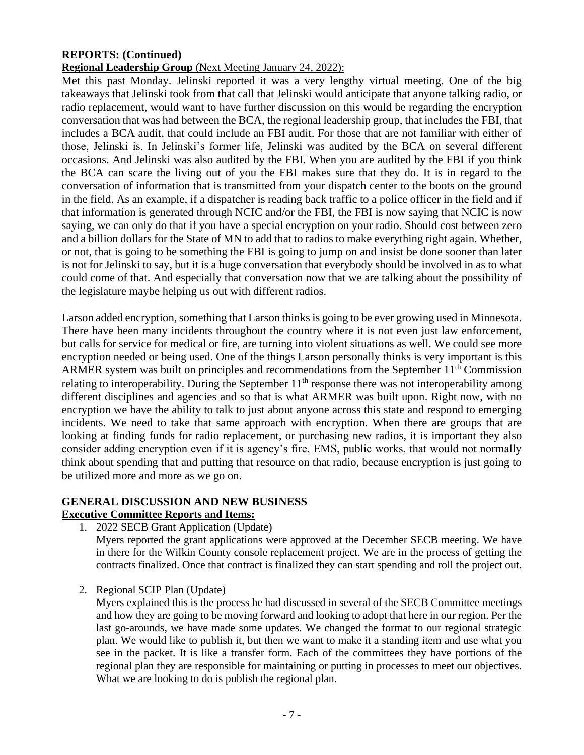**REPORTS: (Continued)**

**Regional Leadership Group** (Next Meeting January 24, 2022):

Met this past Monday. Jelinski reported it was a very lengthy virtual meeting. One of the big takeaways that Jelinski took from that call that Jelinski would anticipate that anyone talking radio, or radio replacement, would want to have further discussion on this would be regarding the encryption conversation that was had between the BCA, the regional leadership group, that includes the FBI, that includes a BCA audit, that could include an FBI audit. For those that are not familiar with either of those, Jelinski is. In Jelinski's former life, Jelinski was audited by the BCA on several different occasions. And Jelinski was also audited by the FBI. When you are audited by the FBI if you think the BCA can scare the living out of you the FBI makes sure that they do. It is in regard to the conversation of information that is transmitted from your dispatch center to the boots on the ground in the field. As an example, if a dispatcher is reading back traffic to a police officer in the field and if that information is generated through NCIC and/or the FBI, the FBI is now saying that NCIC is now saying, we can only do that if you have a special encryption on your radio. Should cost between zero and a billion dollars for the State of MN to add that to radios to make everything right again. Whether, or not, that is going to be something the FBI is going to jump on and insist be done sooner than later is not for Jelinski to say, but it is a huge conversation that everybody should be involved in as to what could come of that. And especially that conversation now that we are talking about the possibility of the legislature maybe helping us out with different radios.

Larson added encryption, something that Larson thinks is going to be ever growing used in Minnesota. There have been many incidents throughout the country where it is not even just law enforcement, but calls for service for medical or fire, are turning into violent situations as well. We could see more encryption needed or being used. One of the things Larson personally thinks is very important is this ARMER system was built on principles and recommendations from the September 11th Commission relating to interoperability. During the September 11th response there was not interoperability among different disciplines and agencies and so that is what ARMER was built upon. Right now, with no encryption we have the ability to talk to just about anyone across this state and respond to emerging incidents. We need to take that same approach with encryption. When there are groups that are looking at finding funds for radio replacement, or purchasing new radios, it is important they also consider adding encryption even if it is agency's fire, EMS, public works, that would not normally think about spending that and putting that resource on that radio, because encryption is just going to be utilized more and more as we go on.

**GENERAL DISCUSSION AND NEW BUSINESS**

**Executive Committee Reports and Items:**

1. 2022 SECB Grant Application (Update)
   Myers reported the grant applications were approved at the December SECB meeting. We have in there for the Wilkin County console replacement project. We are in the process of getting the contracts finalized. Once that contract is finalized they can start spending and roll the project out.

2. Regional SCIP Plan (Update)
   Myers explained this is the process he had discussed in several of the SECB Committee meetings and how they are going to be moving forward and looking to adopt that here in our region. Per the last go-arounds, we have made some updates. We changed the format to our regional strategic plan. We would like to publish it, but then we want to make it a standing item and use what you see in the packet. It is like a transfer form. Each of the committees they have portions of the regional plan they are responsible for maintaining or putting in processes to meet our objectives. What we are looking to do is publish the regional plan.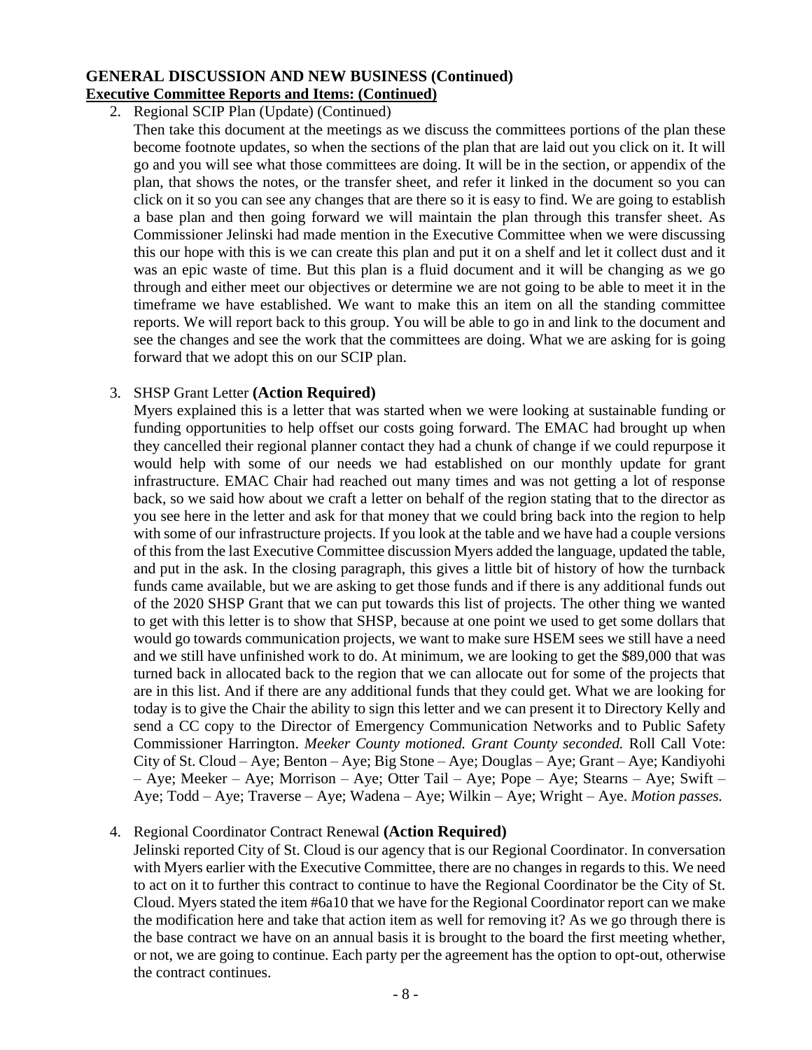**GENERAL DISCUSSION AND NEW BUSINESS (Continued)**
**Executive Committee Reports and Items: (Continued)**

2. Regional SCIP Plan (Update) (Continued)
   Then take this document at the meetings as we discuss the committees portions of the plan these become footnote updates, so when the sections of the plan that are laid out you click on it. It will go and you will see what those committees are doing. It will be in the section, or appendix of the plan, that shows the notes, or the transfer sheet, and refer it linked in the document so you can click on it so you can see any changes that are there so it is easy to find. We are going to establish a base plan and then going forward we will maintain the plan through this transfer sheet. As Commissioner Jelinski had made mention in the Executive Committee when we were discussing this our hope with this is we can create this plan and put it on a shelf and let it collect dust and it was an epic waste of time. But this plan is a fluid document and it will be changing as we go through and either meet our objectives or determine we are not going to be able to meet it in the timeframe we have established. We want to make this an item on all the standing committee reports. We will report back to this group. You will be able to go in and link to the document and see the changes and see the work that the committees are doing. What we are asking for is going forward that we adopt this on our SCIP plan.

3. SHSP Grant Letter **(Action Required)**
   Myers explained this is a letter that was started when we were looking at sustainable funding or funding opportunities to help offset our costs going forward. The EMAC had brought up when they cancelled their regional planner contact they had a chunk of change if we could repurpose it would help with some of our needs we had established on our monthly update for grant infrastructure. EMAC Chair had reached out many times and was not getting a lot of response back, so we said how about we craft a letter on behalf of the region stating that to the director as you see here in the letter and ask for that money that we could bring back into the region to help with some of our infrastructure projects. If you look at the table and we have had a couple versions of this from the last Executive Committee discussion Myers added the language, updated the table, and put in the ask. In the closing paragraph, this gives a little bit of history of how the turnback funds came available, but we are asking to get those funds and if there is any additional funds out of the 2020 SHSP Grant that we can put towards this list of projects. The other thing we wanted to get with this letter is to show that SHSP, because at one point we used to get some dollars that would go towards communication projects, we want to make sure HSEM sees we still have a need and we still have unfinished work to do. At minimum, we are looking to get the $89,000 that was turned back in allocated back to the region that we can allocate out for some of the projects that are in this list. And if there are any additional funds that they could get. What we are looking for today is to give the Chair the ability to sign this letter and we can present it to Directory Kelly and send a CC copy to the Director of Emergency Communication Networks and to Public Safety Commissioner Harrington. *Meeker County motioned. Grant County seconded.* Roll Call Vote: City of St. Cloud – Aye; Benton – Aye; Big Stone – Aye; Douglas – Aye; Grant – Aye; Kandiyohi – Aye; Meeker – Aye; Morrison – Aye; Otter Tail – Aye; Pope – Aye; Stearns – Aye; Swift – Aye; Todd – Aye; Traverse – Aye; Wadena – Aye; Wilkin – Aye; Wright – Aye. *Motion passes.*

4. Regional Coordinator Contract Renewal **(Action Required)**
   Jelinski reported City of St. Cloud is our agency that is our Regional Coordinator. In conversation with Myers earlier with the Executive Committee, there are no changes in regards to this. We need to act on it to further this contract to continue to have the Regional Coordinator be the City of St. Cloud. Myers stated the item #6a10 that we have for the Regional Coordinator report can we make the modification here and take that action item as well for removing it? As we go through there is the base contract we have on an annual basis it is brought to the board the first meeting whether, or not, we are going to continue. Each party per the agreement has the option to opt-out, otherwise the contract continues.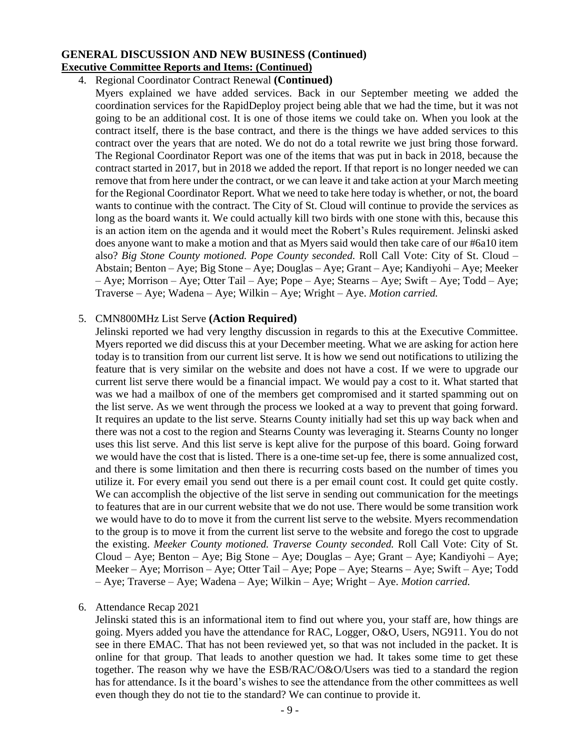**GENERAL DISCUSSION AND NEW BUSINESS (Continued)**
**Executive Committee Reports and Items: (Continued)**

4. Regional Coordinator Contract Renewal **(Continued)**
   Myers explained we have added services. Back in our September meeting we added the coordination services for the RapidDeploy project being able that we had the time, but it was not going to be an additional cost. It is one of those items we could take on. When you look at the contract itself, there is the base contract, and there is the things we have added services to this contract over the years that are noted. We do not do a total rewrite we just bring those forward. The Regional Coordinator Report was one of the items that was put in back in 2018, because the contract started in 2017, but in 2018 we added the report. If that report is no longer needed we can remove that from here under the contract, or we can leave it and take action at your March meeting for the Regional Coordinator Report. What we need to take here today is whether, or not, the board wants to continue with the contract. The City of St. Cloud will continue to provide the services as long as the board wants it. We could actually kill two birds with one stone with this, because this is an action item on the agenda and it would meet the Robert's Rules requirement. Jelinski asked does anyone want to make a motion and that as Myers said would then take care of our #6a10 item also? *Big Stone County motioned. Pope County seconded.* Roll Call Vote: City of St. Cloud – Abstain; Benton – Aye; Big Stone – Aye; Douglas – Aye; Grant – Aye; Kandiyohi – Aye; Meeker – Aye; Morrison – Aye; Otter Tail – Aye; Pope – Aye; Stearns – Aye; Swift – Aye; Todd – Aye; Traverse – Aye; Wadena – Aye; Wilkin – Aye; Wright – Aye. *Motion carried.*

5. CMN800MHz List Serve **(Action Required)**
   Jelinski reported we had very lengthy discussion in regards to this at the Executive Committee. Myers reported we did discuss this at your December meeting. What we are asking for action here today is to transition from our current list serve. It is how we send out notifications to utilizing the feature that is very similar on the website and does not have a cost. If we were to upgrade our current list serve there would be a financial impact. We would pay a cost to it. What started that was we had a mailbox of one of the members get compromised and it started spamming out on the list serve. As we went through the process we looked at a way to prevent that going forward. It requires an update to the list serve. Stearns County initially had set this up way back when and there was not a cost to the region and Stearns County was leveraging it. Stearns County no longer uses this list serve. And this list serve is kept alive for the purpose of this board. Going forward we would have the cost that is listed. There is a one-time set-up fee, there is some annualized cost, and there is some limitation and then there is recurring costs based on the number of times you utilize it. For every email you send out there is a per email count cost. It could get quite costly. We can accomplish the objective of the list serve in sending out communication for the meetings to features that are in our current website that we do not use. There would be some transition work we would have to do to move it from the current list serve to the website. Myers recommendation to the group is to move it from the current list serve to the website and forego the cost to upgrade the existing. *Meeker County motioned. Traverse County seconded.* Roll Call Vote: City of St. Cloud – Aye; Benton – Aye; Big Stone – Aye; Douglas – Aye; Grant – Aye; Kandiyohi – Aye; Meeker – Aye; Morrison – Aye; Otter Tail – Aye; Pope – Aye; Stearns – Aye; Swift – Aye; Todd – Aye; Traverse – Aye; Wadena – Aye; Wilkin – Aye; Wright – Aye. *Motion carried.*

6. Attendance Recap 2021
   Jelinski stated this is an informational item to find out where you, your staff are, how things are going. Myers added you have the attendance for RAC, Logger, O&O, Users, NG911. You do not see in there EMAC. That has not been reviewed yet, so that was not included in the packet. It is online for that group. That leads to another question we had. It takes some time to get these together. The reason why we have the ESB/RAC/O&O/Users was tied to a standard the region has for attendance. Is it the board's wishes to see the attendance from the other committees as well even though they do not tie to the standard? We can continue to provide it.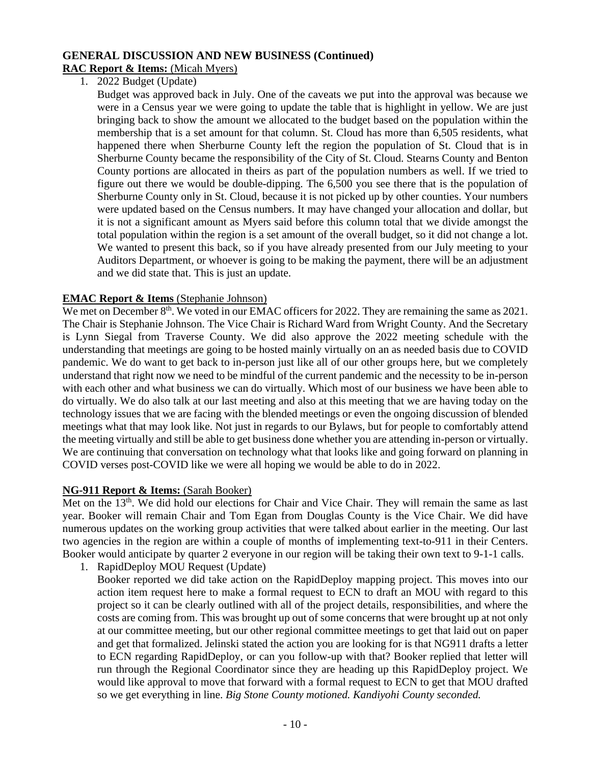**GENERAL DISCUSSION AND NEW BUSINESS (Continued)**

**RAC Report & Items:** (Micah Myers)

1. 2022 Budget (Update)

   Budget was approved back in July. One of the caveats we put into the approval was because we were in a Census year we were going to update the table that is highlight in yellow. We are just bringing back to show the amount we allocated to the budget based on the population within the membership that is a set amount for that column. St. Cloud has more than 6,505 residents, what happened there when Sherburne County left the region the population of St. Cloud that is in Sherburne County became the responsibility of the City of St. Cloud. Stearns County and Benton County portions are allocated in theirs as part of the population numbers as well. If we tried to figure out there we would be double-dipping. The 6,500 you see there that is the population of Sherburne County only in St. Cloud, because it is not picked up by other counties. Your numbers were updated based on the Census numbers. It may have changed your allocation and dollar, but it is not a significant amount as Myers said before this column total that we divide amongst the total population within the region is a set amount of the overall budget, so it did not change a lot. We wanted to present this back, so if you have already presented from our July meeting to your Auditors Department, or whoever is going to be making the payment, there will be an adjustment and we did state that. This is just an update.

**EMAC Report & Items** (Stephanie Johnson)

We met on December 8th. We voted in our EMAC officers for 2022. They are remaining the same as 2021. The Chair is Stephanie Johnson. The Vice Chair is Richard Ward from Wright County. And the Secretary is Lynn Siegal from Traverse County. We did also approve the 2022 meeting schedule with the understanding that meetings are going to be hosted mainly virtually on an as needed basis due to COVID pandemic. We do want to get back to in-person just like all of our other groups here, but we completely understand that right now we need to be mindful of the current pandemic and the necessity to be in-person with each other and what business we can do virtually. Which most of our business we have been able to do virtually. We do also talk at our last meeting and also at this meeting that we are having today on the technology issues that we are facing with the blended meetings or even the ongoing discussion of blended meetings what that may look like. Not just in regards to our Bylaws, but for people to comfortably attend the meeting virtually and still be able to get business done whether you are attending in-person or virtually. We are continuing that conversation on technology what that looks like and going forward on planning in COVID verses post-COVID like we were all hoping we would be able to do in 2022.

**NG-911 Report & Items:** (Sarah Booker)

Met on the 13th. We did hold our elections for Chair and Vice Chair. They will remain the same as last year. Booker will remain Chair and Tom Egan from Douglas County is the Vice Chair. We did have numerous updates on the working group activities that were talked about earlier in the meeting. Our last two agencies in the region are within a couple of months of implementing text-to-911 in their Centers. Booker would anticipate by quarter 2 everyone in our region will be taking their own text to 9-1-1 calls.

1. RapidDeploy MOU Request (Update)

   Booker reported we did take action on the RapidDeploy mapping project. This moves into our action item request here to make a formal request to ECN to draft an MOU with regard to this project so it can be clearly outlined with all of the project details, responsibilities, and where the costs are coming from. This was brought up out of some concerns that were brought up at not only at our committee meeting, but our other regional committee meetings to get that laid out on paper and get that formalized. Jelinski stated the action you are looking for is that NG911 drafts a letter to ECN regarding RapidDeploy, or can you follow-up with that? Booker replied that letter will run through the Regional Coordinator since they are heading up this RapidDeploy project. We would like approval to move that forward with a formal request to ECN to get that MOU drafted so we get everything in line. *Big Stone County motioned. Kandiyohi County seconded.*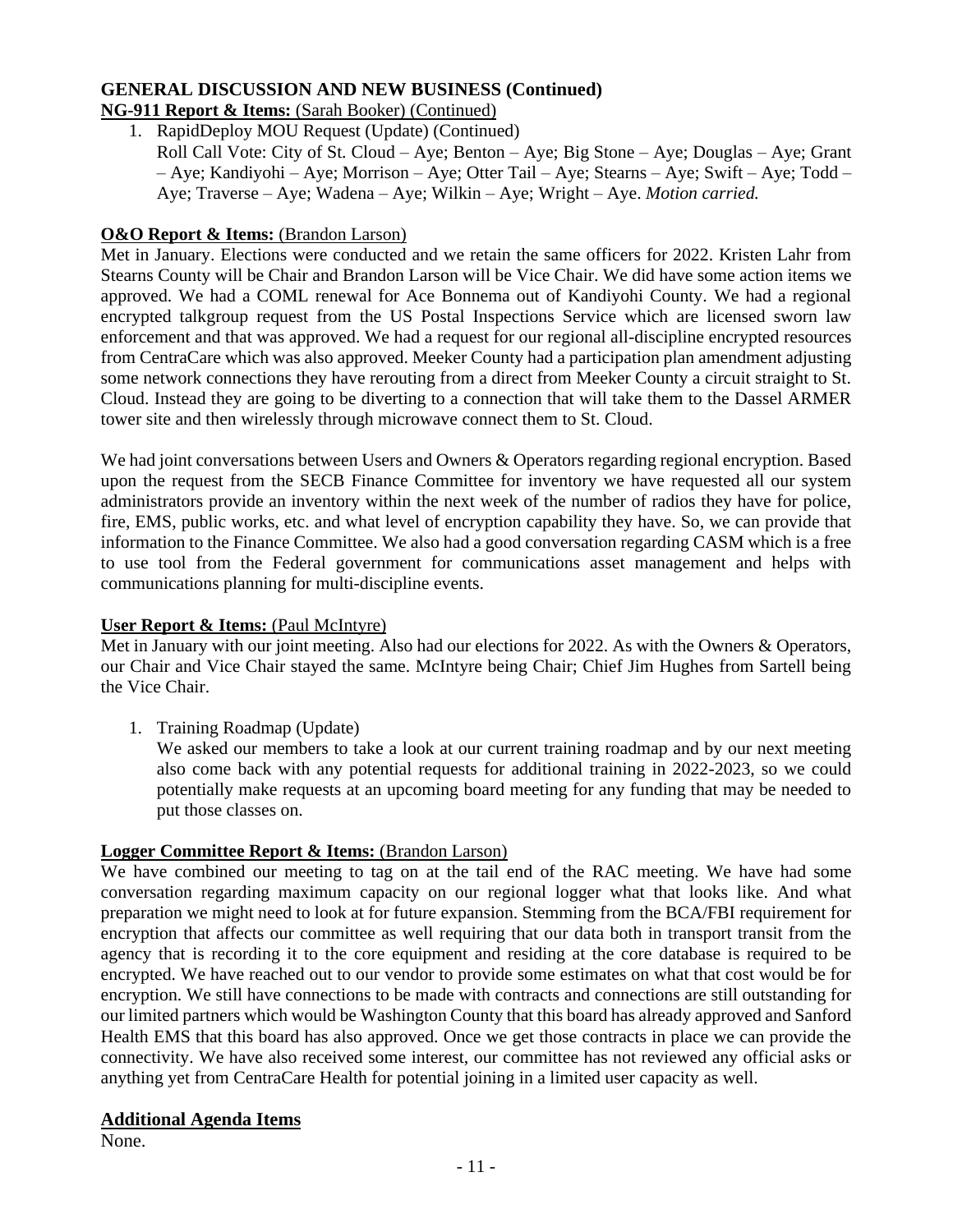## GENERAL DISCUSSION AND NEW BUSINESS (Continued)

**NG-911 Report & Items:** (Sarah Booker) (Continued)

1. RapidDeploy MOU Request (Update) (Continued)
   Roll Call Vote: City of St. Cloud – Aye; Benton – Aye; Big Stone – Aye; Douglas – Aye; Grant – Aye; Kandiyohi – Aye; Morrison – Aye; Otter Tail – Aye; Stearns – Aye; Swift – Aye; Todd – Aye; Traverse – Aye; Wadena – Aye; Wilkin – Aye; Wright – Aye. *Motion carried.*

**O&O Report & Items:** (Brandon Larson)

Met in January. Elections were conducted and we retain the same officers for 2022. Kristen Lahr from Stearns County will be Chair and Brandon Larson will be Vice Chair. We did have some action items we approved. We had a COML renewal for Ace Bonnema out of Kandiyohi County. We had a regional encrypted talkgroup request from the US Postal Inspections Service which are licensed sworn law enforcement and that was approved. We had a request for our regional all-discipline encrypted resources from CentraCare which was also approved. Meeker County had a participation plan amendment adjusting some network connections they have rerouting from a direct from Meeker County a circuit straight to St. Cloud. Instead they are going to be diverting to a connection that will take them to the Dassel ARMER tower site and then wirelessly through microwave connect them to St. Cloud.

We had joint conversations between Users and Owners & Operators regarding regional encryption. Based upon the request from the SECB Finance Committee for inventory we have requested all our system administrators provide an inventory within the next week of the number of radios they have for police, fire, EMS, public works, etc. and what level of encryption capability they have. So, we can provide that information to the Finance Committee. We also had a good conversation regarding CASM which is a free to use tool from the Federal government for communications asset management and helps with communications planning for multi-discipline events.

**User Report & Items:** (Paul McIntyre)

Met in January with our joint meeting. Also had our elections for 2022. As with the Owners & Operators, our Chair and Vice Chair stayed the same. McIntyre being Chair; Chief Jim Hughes from Sartell being the Vice Chair.

1. Training Roadmap (Update)
   We asked our members to take a look at our current training roadmap and by our next meeting also come back with any potential requests for additional training in 2022-2023, so we could potentially make requests at an upcoming board meeting for any funding that may be needed to put those classes on.

**Logger Committee Report & Items:** (Brandon Larson)

We have combined our meeting to tag on at the tail end of the RAC meeting. We have had some conversation regarding maximum capacity on our regional logger what that looks like. And what preparation we might need to look at for future expansion. Stemming from the BCA/FBI requirement for encryption that affects our committee as well requiring that our data both in transport transit from the agency that is recording it to the core equipment and residing at the core database is required to be encrypted. We have reached out to our vendor to provide some estimates on what that cost would be for encryption. We still have connections to be made with contracts and connections are still outstanding for our limited partners which would be Washington County that this board has already approved and Sanford Health EMS that this board has also approved. Once we get those contracts in place we can provide the connectivity. We have also received some interest, our committee has not reviewed any official asks or anything yet from CentraCare Health for potential joining in a limited user capacity as well.

## Additional Agenda Items

None.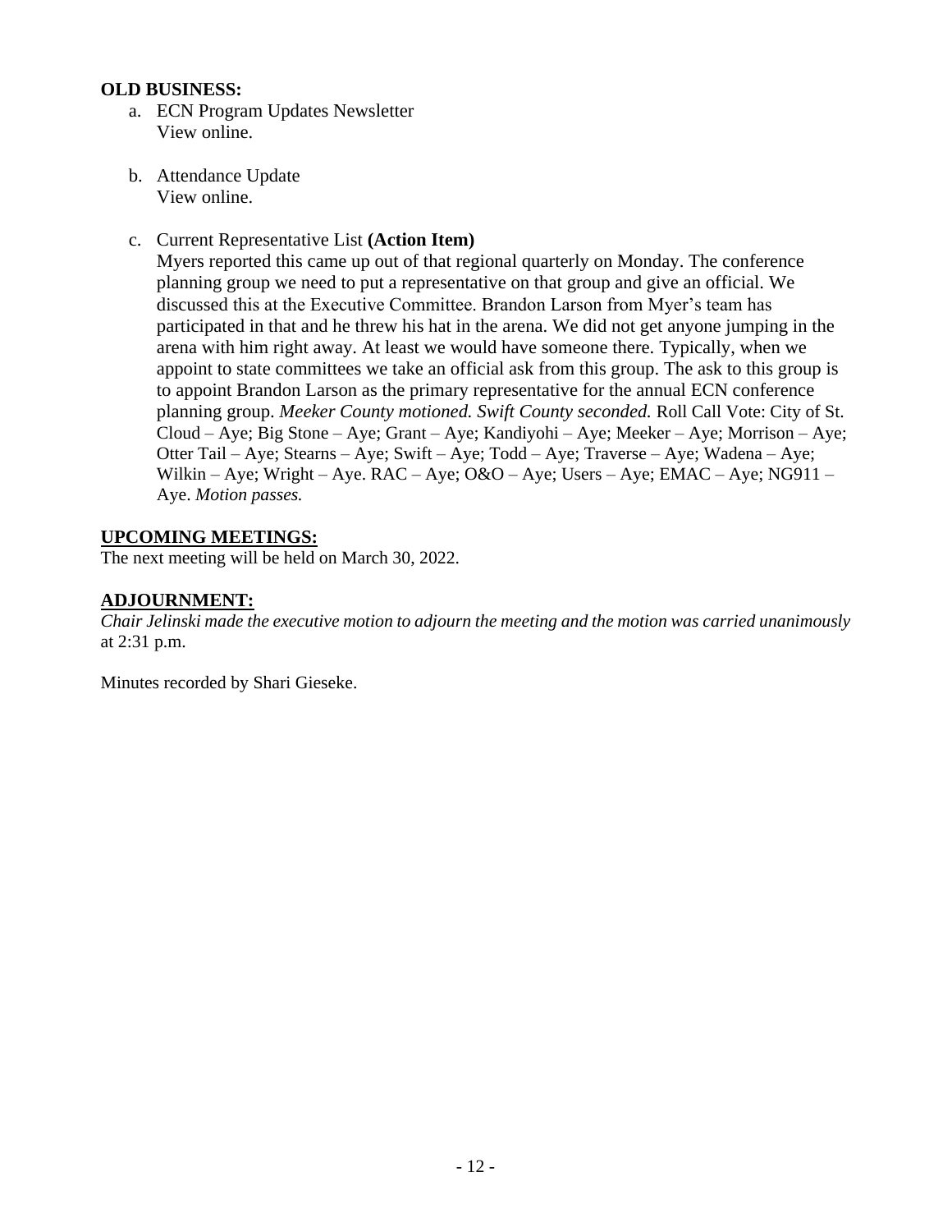**OLD BUSINESS:**

a. ECN Program Updates Newsletter
   View online.

b. Attendance Update
   View online.

c. Current Representative List **(Action Item)**
   Myers reported this came up out of that regional quarterly on Monday. The conference planning group we need to put a representative on that group and give an official. We discussed this at the Executive Committee. Brandon Larson from Myer's team has participated in that and he threw his hat in the arena. We did not get anyone jumping in the arena with him right away. At least we would have someone there. Typically, when we appoint to state committees we take an official ask from this group. The ask to this group is to appoint Brandon Larson as the primary representative for the annual ECN conference planning group. *Meeker County motioned. Swift County seconded.* Roll Call Vote: City of St. Cloud – Aye; Big Stone – Aye; Grant – Aye; Kandiyohi – Aye; Meeker – Aye; Morrison – Aye; Otter Tail – Aye; Stearns – Aye; Swift – Aye; Todd – Aye; Traverse – Aye; Wadena – Aye; Wilkin – Aye; Wright – Aye. RAC – Aye; O&O – Aye; Users – Aye; EMAC – Aye; NG911 – Aye. *Motion passes.*

## UPCOMING MEETINGS:

The next meeting will be held on March 30, 2022.

## ADJOURNMENT:

*Chair Jelinski made the executive motion to adjourn the meeting and the motion was carried unanimously* at 2:31 p.m.

Minutes recorded by Shari Gieseke.